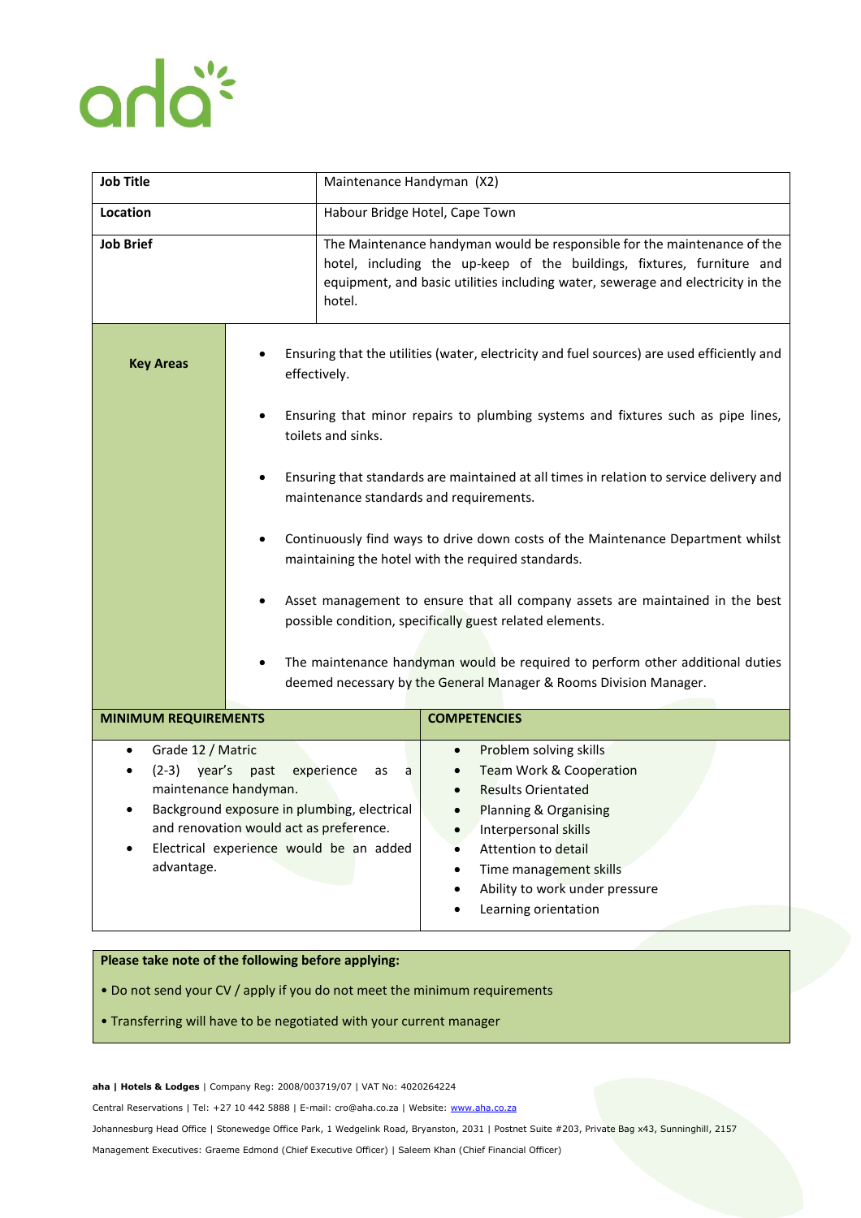aha

| Job Title | Maintenance Handyman (X2) |
|---|---|
| Location | Habour Bridge Hotel, Cape Town |
| Job Brief | The Maintenance handyman would be responsible for the maintenance of the hotel, including the up-keep of the buildings, fixtures, furniture and equipment, and basic utilities including water, sewerage and electricity in the hotel. |

**Key Areas**

- Ensuring that the utilities (water, electricity and fuel sources) are used efficiently and effectively.
- Ensuring that minor repairs to plumbing systems and fixtures such as pipe lines, toilets and sinks.
- Ensuring that standards are maintained at all times in relation to service delivery and maintenance standards and requirements.
- Continuously find ways to drive down costs of the Maintenance Department whilst maintaining the hotel with the required standards.
- Asset management to ensure that all company assets are maintained in the best possible condition, specifically guest related elements.
- The maintenance handyman would be required to perform other additional duties deemed necessary by the General Manager & Rooms Division Manager.

| MINIMUM REQUIREMENTS | COMPETENCIES |
|---|---|
| • Grade 12 / Matric<br>• (2-3) year's past experience as a maintenance handyman.<br>• Background exposure in plumbing, electrical and renovation would act as preference.<br>• Electrical experience would be an added advantage. | • Problem solving skills<br>• Team Work & Cooperation<br>• Results Orientated<br>• Planning & Organising<br>• Interpersonal skills<br>• Attention to detail<br>• Time management skills<br>• Ability to work under pressure<br>• Learning orientation |

**Please take note of the following before applying:**

• Do not send your CV / apply if you do not meet the minimum requirements

• Transferring will have to be negotiated with your current manager

**aha | Hotels & Lodges** | Company Reg: 2008/003719/07 | VAT No: 4020264224

Central Reservations | Tel: +27 10 442 5888 | E-mail: cro@aha.co.za | Website: www.aha.co.za

Johannesburg Head Office | Stonewedge Office Park, 1 Wedgelink Road, Bryanston, 2031 | Postnet Suite #203, Private Bag x43, Sunninghill, 2157

Management Executives: Graeme Edmond (Chief Executive Officer) | Saleem Khan (Chief Financial Officer)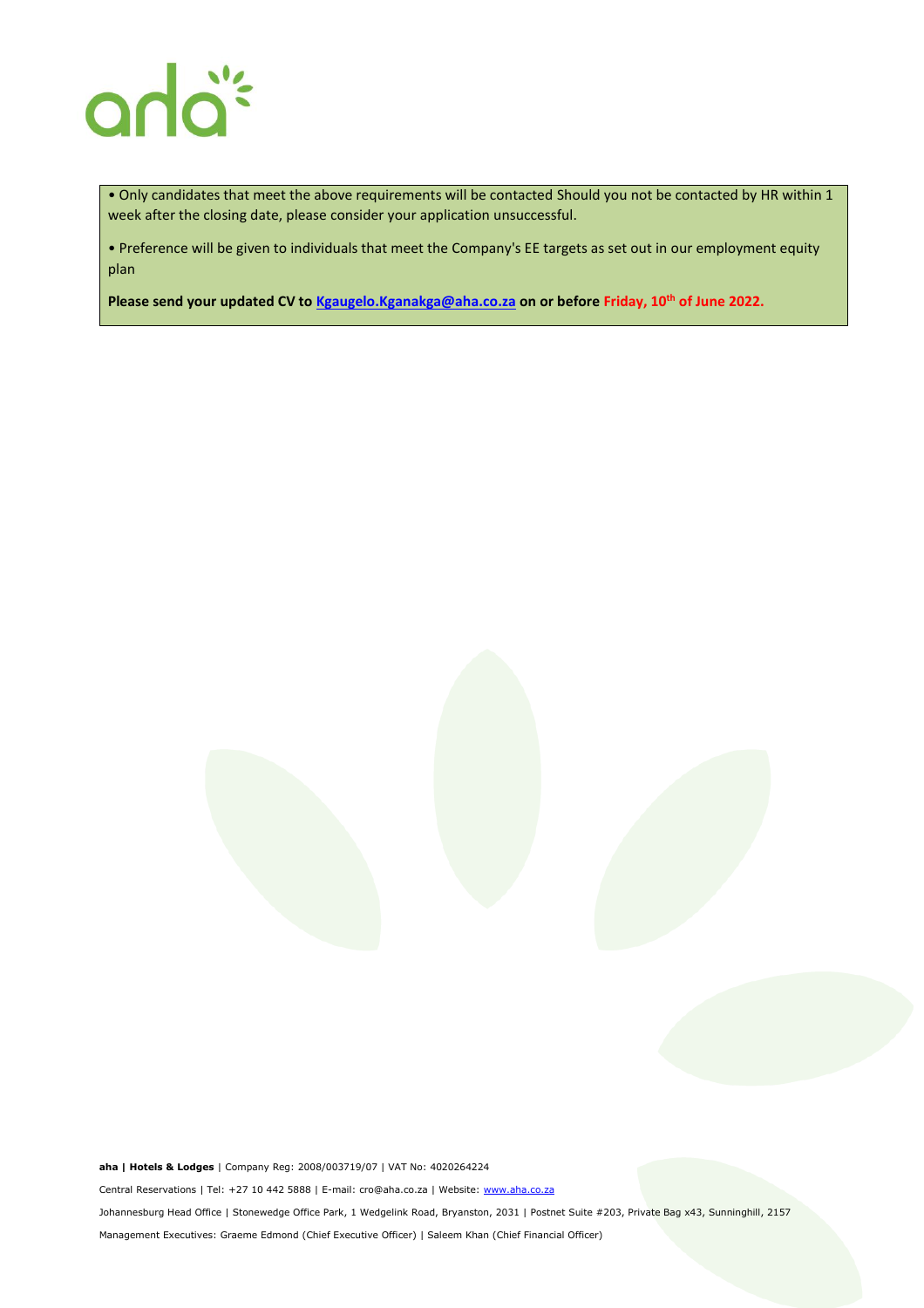• Only candidates that meet the above requirements will be contacted Should you not be contacted by HR within 1 week after the closing date, please consider your application unsuccessful.

• Preference will be given to individuals that meet the Company's EE targets as set out in our employment equity plan

**Please send your updated CV to [Kgaugelo.Kganakga@aha.co.za](mailto:Kgaugelo.Kganakga@aha.co.za) on or before Friday, 10th of June 2022.**

**aha | Hotels & Lodges** | Company Reg: 2008/003719/07 | VAT No: 4020264224

Central Reservations | Tel: +27 10 442 5888 | E-mail: cro@aha.co.za | Website: www.aha.co.za

Johannesburg Head Office | Stonewedge Office Park, 1 Wedgelink Road, Bryanston, 2031 | Postnet Suite #203, Private Bag x43, Sunninghill, 2157

Management Executives: Graeme Edmond (Chief Executive Officer) | Saleem Khan (Chief Financial Officer)